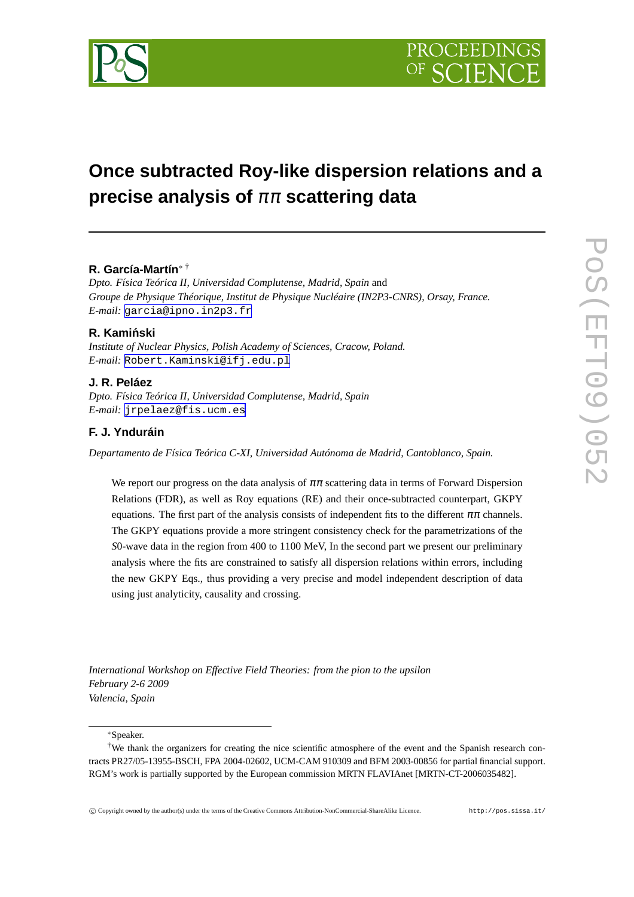# Once subtracted Roy-like dispersion relations and a precise analysis of $\pi\pi$ scattering data

**R. García-Martín**[∗ †]

*Dpto. Física Teórica II, Universidad Complutense, Madrid, Spain* and
*Groupe de Physique Théorique, Institut de Physique Nucléaire (IN2P3-CNRS), Orsay, France.*
*E-mail:* garcia@ipno.in2p3.fr

**R. Kamiński**

*Institute of Nuclear Physics, Polish Academy of Sciences, Cracow, Poland.*
*E-mail:* Robert.Kaminski@ifj.edu.pl

**J. R. Peláez**

*Dpto. Física Teórica II, Universidad Complutense, Madrid, Spain*
*E-mail:* jrpelaez@fis.ucm.es

**F. J. Ynduráin**

*Departamento de Física Teórica C-XI, Universidad Autónoma de Madrid, Cantoblanco, Spain.*

We report our progress on the data analysis of $\pi\pi$ scattering data in terms of Forward Dispersion Relations (FDR), as well as Roy equations (RE) and their once-subtracted counterpart, GKPY equations. The first part of the analysis consists of independent fits to the different $\pi\pi$ channels. The GKPY equations provide a more stringent consistency check for the parametrizations of the $S0$-wave data in the region from 400 to 1100 MeV, In the second part we present our preliminary analysis where the fits are constrained to satisfy all dispersion relations within errors, including the new GKPY Eqs., thus providing a very precise and model independent description of data using just analyticity, causality and crossing.

*International Workshop on Effective Field Theories: from the pion to the upsilon*
*February 2-6 2009*
*Valencia, Spain*

---

[∗]Speaker.

[†]We thank the organizers for creating the nice scientific atmosphere of the event and the Spanish research contracts PR27/05-13955-BSCH, FPA 2004-02602, UCM-CAM 910309 and BFM 2003-00856 for partial financial support. RGM's work is partially supported by the European commission MRTN FLAVIAnet [MRTN-CT-2006035482].

© Copyright owned by the author(s) under the terms of the Creative Commons Attribution-NonCommercial-ShareAlike Licence. http://pos.sissa.it/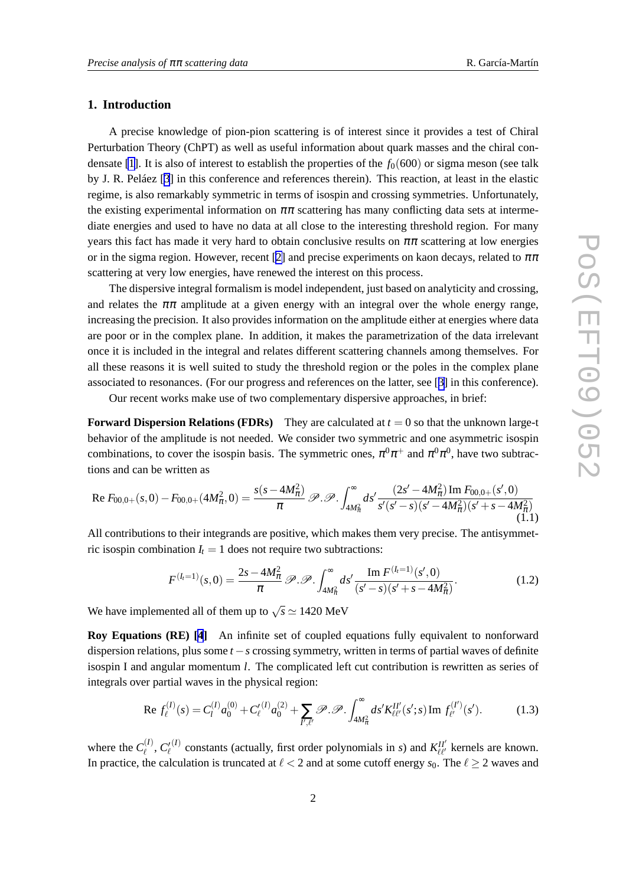## 1. Introduction

A precise knowledge of pion-pion scattering is of interest since it provides a test of Chiral Perturbation Theory (ChPT) as well as useful information about quark masses and the chiral condensate [1]. It is also of interest to establish the properties of the $f_0(600)$ or sigma meson (see talk by J. R. Peláez [3] in this conference and references therein). This reaction, at least in the elastic regime, is also remarkably symmetric in terms of isospin and crossing symmetries. Unfortunately, the existing experimental information on $\pi\pi$ scattering has many conflicting data sets at intermediate energies and used to have no data at all close to the interesting threshold region. For many years this fact has made it very hard to obtain conclusive results on $\pi\pi$ scattering at low energies or in the sigma region. However, recent [2] and precise experiments on kaon decays, related to $\pi\pi$ scattering at very low energies, have renewed the interest on this process.

The dispersive integral formalism is model independent, just based on analyticity and crossing, and relates the $\pi\pi$ amplitude at a given energy with an integral over the whole energy range, increasing the precision. It also provides information on the amplitude either at energies where data are poor or in the complex plane. In addition, it makes the parametrization of the data irrelevant once it is included in the integral and relates different scattering channels among themselves. For all these reasons it is well suited to study the threshold region or the poles in the complex plane associated to resonances. (For our progress and references on the latter, see [3] in this conference).

Our recent works make use of two complementary dispersive approaches, in brief:

**Forward Dispersion Relations (FDRs)** They are calculated at $t = 0$ so that the unknown large-t behavior of the amplitude is not needed. We consider two symmetric and one asymmetric isospin combinations, to cover the isospin basis. The symmetric ones, $\pi^0\pi^+$ and $\pi^0\pi^0$, have two subtractions and can be written as

$$\text{Re } F_{00,0+}(s,0) - F_{00,0+}(4M_\pi^2,0) = \frac{s(s-4M_\pi^2)}{\pi}\, \mathscr{P}.\mathscr{P}.\int_{4M_\pi^2}^{\infty} ds' \frac{(2s'-4M_\pi^2)\,\text{Im } F_{00,0+}(s',0)}{s'(s'-s)(s'-4M_\pi^2)(s'+s-4M_\pi^2)} \tag{1.1}$$

All contributions to their integrands are positive, which makes them very precise. The antisymmetric isospin combination $I_t = 1$ does not require two subtractions:

$$F^{(I_t=1)}(s,0) = \frac{2s-4M_\pi^2}{\pi}\, \mathscr{P}.\mathscr{P}.\int_{4M_\pi^2}^{\infty} ds' \frac{\text{Im } F^{(I_t=1)}(s',0)}{(s'-s)(s'+s-4M_\pi^2)}. \tag{1.2}$$

We have implemented all of them up to $\sqrt{s} \simeq 1420$ MeV

**Roy Equations (RE) [4]** An infinite set of coupled equations fully equivalent to nonforward dispersion relations, plus some $t-s$ crossing symmetry, written in terms of partial waves of definite isospin I and angular momentum $l$. The complicated left cut contribution is rewritten as series of integrals over partial waves in the physical region:

$$\text{Re } f_\ell^{(I)}(s) = C_l^{(I)} a_0^{(0)} + C_\ell'^{(I)} a_0^{(2)} + \sum_{I',\ell'} \mathscr{P}.\mathscr{P}.\int_{4M_\pi^2}^{\infty} ds' K_{\ell\ell'}^{II'}(s';s)\,\text{Im } f_{\ell'}^{(I')}(s'). \tag{1.3}$$

where the $C_\ell^{(I)}$, $C_\ell'^{(I)}$ constants (actually, first order polynomials in $s$) and $K_{\ell\ell'}^{II'}$ kernels are known. In practice, the calculation is truncated at $\ell < 2$ and at some cutoff energy $s_0$. The $\ell \geq 2$ waves and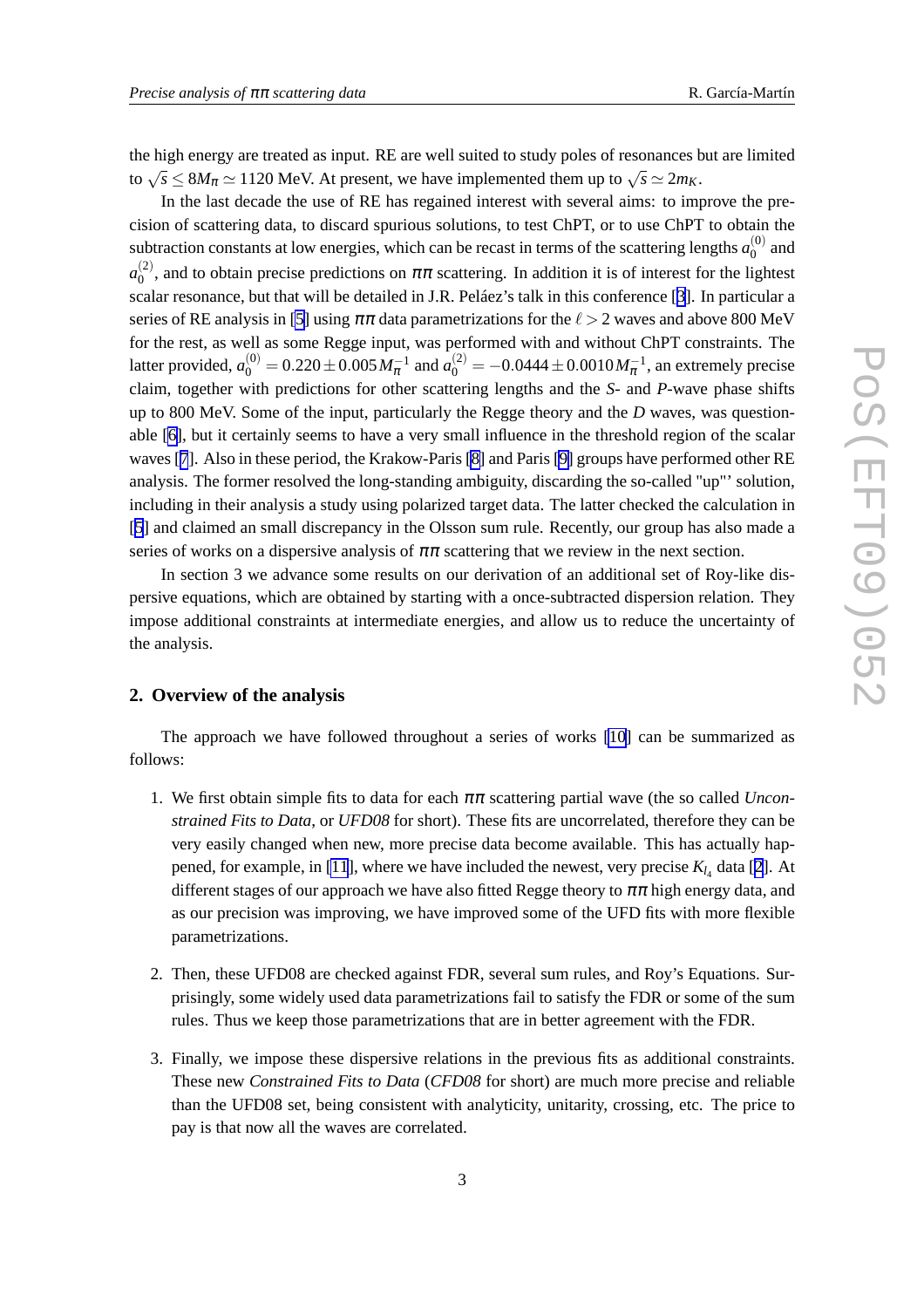the high energy are treated as input. RE are well suited to study poles of resonances but are limited to $\sqrt{s} \leq 8M_\pi \simeq 1120$ MeV. At present, we have implemented them up to $\sqrt{s} \simeq 2m_K$.

In the last decade the use of RE has regained interest with several aims: to improve the precision of scattering data, to discard spurious solutions, to test ChPT, or to use ChPT to obtain the subtraction constants at low energies, which can be recast in terms of the scattering lengths $a_0^{(0)}$ and $a_0^{(2)}$, and to obtain precise predictions on $\pi\pi$ scattering. In addition it is of interest for the lightest scalar resonance, but that will be detailed in J.R. Peláez's talk in this conference [3]. In particular a series of RE analysis in [5] using $\pi\pi$ data parametrizations for the $\ell > 2$ waves and above 800 MeV for the rest, as well as some Regge input, was performed with and without ChPT constraints. The latter provided, $a_0^{(0)} = 0.220 \pm 0.005\, M_\pi^{-1}$ and $a_0^{(2)} = -0.0444 \pm 0.0010\, M_\pi^{-1}$, an extremely precise claim, together with predictions for other scattering lengths and the $S$- and $P$-wave phase shifts up to 800 MeV. Some of the input, particularly the Regge theory and the $D$ waves, was questionable [6], but it certainly seems to have a very small influence in the threshold region of the scalar waves [7]. Also in these period, the Krakow-Paris [8] and Paris [9] groups have performed other RE analysis. The former resolved the long-standing ambiguity, discarding the so-called "up"' solution, including in their analysis a study using polarized target data. The latter checked the calculation in [5] and claimed an small discrepancy in the Olsson sum rule. Recently, our group has also made a series of works on a dispersive analysis of $\pi\pi$ scattering that we review in the next section.

In section 3 we advance some results on our derivation of an additional set of Roy-like dispersive equations, which are obtained by starting with a once-subtracted dispersion relation. They impose additional constraints at intermediate energies, and allow us to reduce the uncertainty of the analysis.

## 2. Overview of the analysis

The approach we have followed throughout a series of works [10] can be summarized as follows:

1. We first obtain simple fits to data for each $\pi\pi$ scattering partial wave (the so called *Unconstrained Fits to Data*, or *UFD08* for short). These fits are uncorrelated, therefore they can be very easily changed when new, more precise data become available. This has actually happened, for example, in [11], where we have included the newest, very precise $K_{l_4}$ data [2]. At different stages of our approach we have also fitted Regge theory to $\pi\pi$ high energy data, and as our precision was improving, we have improved some of the UFD fits with more flexible parametrizations.

2. Then, these UFD08 are checked against FDR, several sum rules, and Roy's Equations. Surprisingly, some widely used data parametrizations fail to satisfy the FDR or some of the sum rules. Thus we keep those parametrizations that are in better agreement with the FDR.

3. Finally, we impose these dispersive relations in the previous fits as additional constraints. These new *Constrained Fits to Data* (*CFD08* for short) are much more precise and reliable than the UFD08 set, being consistent with analyticity, unitarity, crossing, etc. The price to pay is that now all the waves are correlated.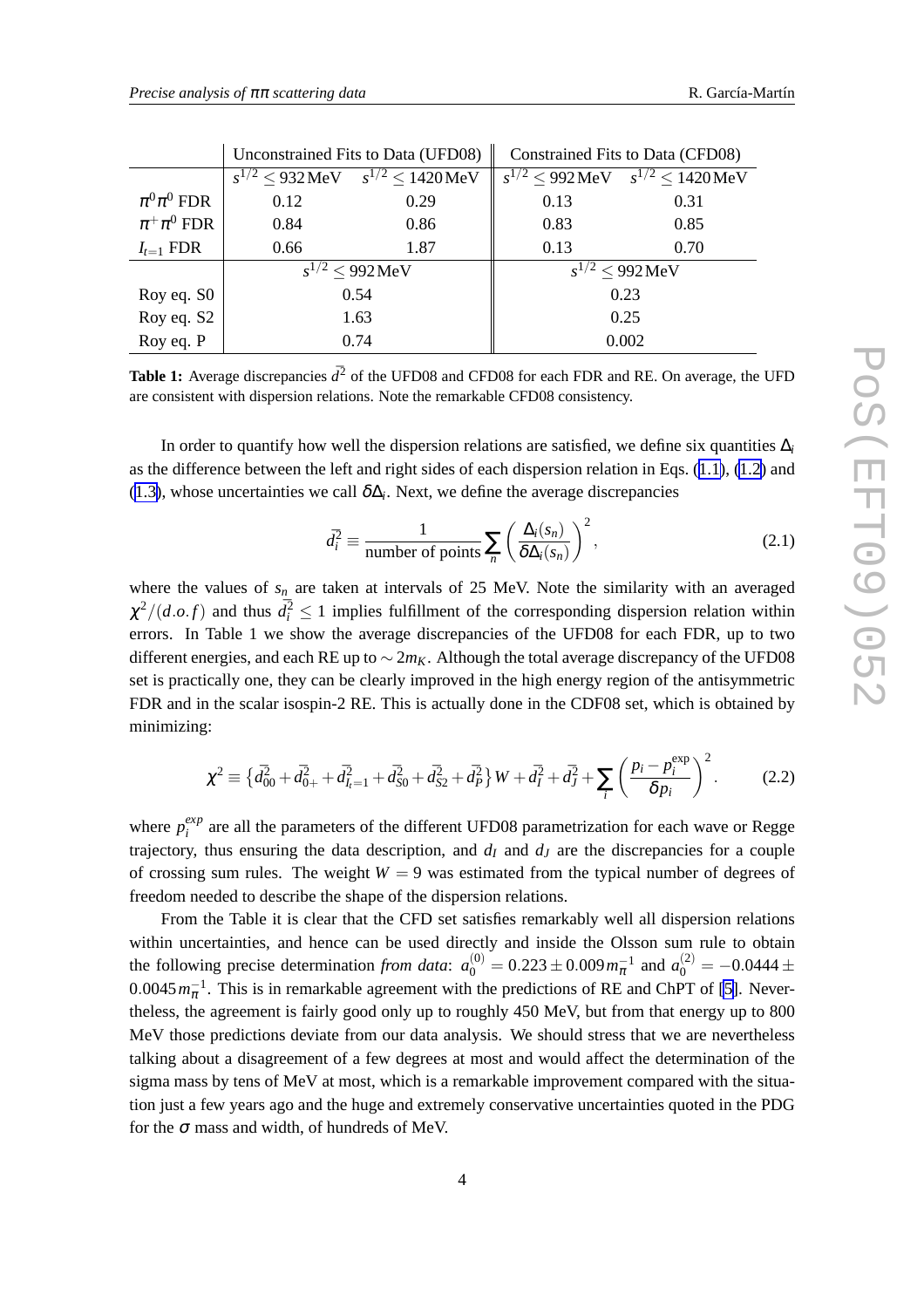| | Unconstrained Fits to Data (UFD08) | | Constrained Fits to Data (CFD08) | |
|---|---|---|---|---|
| | $s^{1/2} \leq 932\,\text{MeV}$ | $s^{1/2} \leq 1420\,\text{MeV}$ | $s^{1/2} \leq 992\,\text{MeV}$ | $s^{1/2} \leq 1420\,\text{MeV}$ |
| $\pi^0\pi^0$ FDR | 0.12 | 0.29 | 0.13 | 0.31 |
| $\pi^+\pi^0$ FDR | 0.84 | 0.86 | 0.83 | 0.85 |
| $I_{t=1}$ FDR | 0.66 | 1.87 | 0.13 | 0.70 |
| | $s^{1/2} \leq 992\,\text{MeV}$ | | $s^{1/2} \leq 992\,\text{MeV}$ | |
| Roy eq. S0 | 0.54 | | 0.23 | |
| Roy eq. S2 | 1.63 | | 0.25 | |
| Roy eq. P | 0.74 | | 0.002 | |

**Table 1:** Average discrepancies $\bar{d}^2$ of the UFD08 and CFD08 for each FDR and RE. On average, the UFD are consistent with dispersion relations. Note the remarkable CFD08 consistency.

In order to quantify how well the dispersion relations are satisfied, we define six quantities $\Delta_i$ as the difference between the left and right sides of each dispersion relation in Eqs. (1.1), (1.2) and (1.3), whose uncertainties we call $\delta\Delta_i$. Next, we define the average discrepancies

$$\bar{d}_i^2 \equiv \frac{1}{\text{number of points}} \sum_n \left( \frac{\Delta_i(s_n)}{\delta\Delta_i(s_n)} \right)^2, \tag{2.1}$$

where the values of $s_n$ are taken at intervals of 25 MeV. Note the similarity with an averaged $\chi^2/(d.o.f)$ and thus $\bar{d}_i^2 \leq 1$ implies fulfillment of the corresponding dispersion relation within errors. In Table 1 we show the average discrepancies of the UFD08 for each FDR, up to two different energies, and each RE up to $\sim 2m_K$. Although the total average discrepancy of the UFD08 set is practically one, they can be clearly improved in the high energy region of the antisymmetric FDR and in the scalar isospin-2 RE. This is actually done in the CDF08 set, which is obtained by minimizing:

$$\chi^2 \equiv \left\{ \bar{d}_{00}^2 + \bar{d}_{0+}^2 + \bar{d}_{I_t=1}^2 + \bar{d}_{S0}^2 + \bar{d}_{S2}^2 + \bar{d}_P^2 \right\} W + \bar{d}_I^2 + \bar{d}_J^2 + \sum_i \left( \frac{p_i - p_i^{\text{exp}}}{\delta p_i} \right)^2. \tag{2.2}$$

where $p_i^{exp}$ are all the parameters of the different UFD08 parametrization for each wave or Regge trajectory, thus ensuring the data description, and $d_I$ and $d_J$ are the discrepancies for a couple of crossing sum rules. The weight $W = 9$ was estimated from the typical number of degrees of freedom needed to describe the shape of the dispersion relations.

From the Table it is clear that the CFD set satisfies remarkably well all dispersion relations within uncertainties, and hence can be used directly and inside the Olsson sum rule to obtain the following precise determination *from data*: $a_0^{(0)} = 0.223 \pm 0.009\, m_\pi^{-1}$ and $a_0^{(2)} = -0.0444 \pm 0.0045\, m_\pi^{-1}$. This is in remarkable agreement with the predictions of RE and ChPT of [5]. Nevertheless, the agreement is fairly good only up to roughly 450 MeV, but from that energy up to 800 MeV those predictions deviate from our data analysis. We should stress that we are nevertheless talking about a disagreement of a few degrees at most and would affect the determination of the sigma mass by tens of MeV at most, which is a remarkable improvement compared with the situation just a few years ago and the huge and extremely conservative uncertainties quoted in the PDG for the $\sigma$ mass and width, of hundreds of MeV.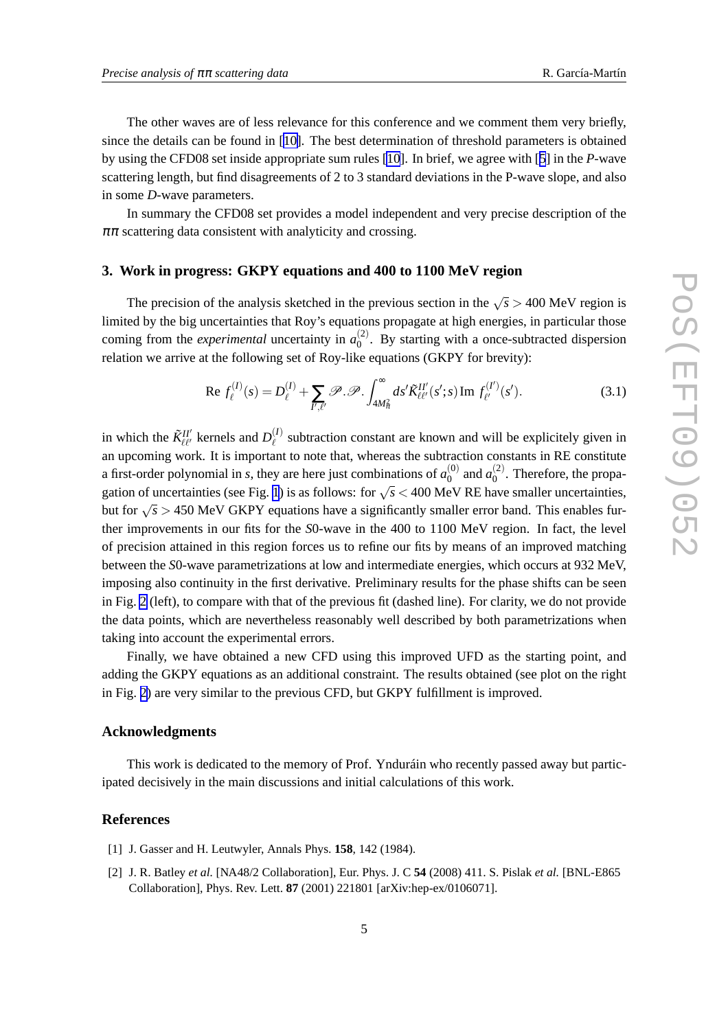The other waves are of less relevance for this conference and we comment them very briefly, since the details can be found in [10]. The best determination of threshold parameters is obtained by using the CFD08 set inside appropriate sum rules [10]. In brief, we agree with [5] in the *P*-wave scattering length, but find disagreements of 2 to 3 standard deviations in the P-wave slope, and also in some *D*-wave parameters.

In summary the CFD08 set provides a model independent and very precise description of the $\pi\pi$ scattering data consistent with analyticity and crossing.

## 3. Work in progress: GKPY equations and 400 to 1100 MeV region

The precision of the analysis sketched in the previous section in the $\sqrt{s} > 400$ MeV region is limited by the big uncertainties that Roy's equations propagate at high energies, in particular those coming from the *experimental* uncertainty in $a_0^{(2)}$. By starting with a once-subtracted dispersion relation we arrive at the following set of Roy-like equations (GKPY for brevity):

$$\text{Re } f_\ell^{(I)}(s) = D_\ell^{(I)} + \sum_{I',\ell'} \mathscr{P}.\mathscr{P}. \int_{4M_\pi^2}^{\infty} ds' \tilde{K}_{\ell\ell'}^{II'}(s';s) \,\text{Im } f_{\ell'}^{(I')}(s'). \tag{3.1}$$

in which the $\tilde{K}_{\ell\ell'}^{II'}$ kernels and $D_\ell^{(I)}$ subtraction constant are known and will be explicitely given in an upcoming work. It is important to note that, whereas the subtraction constants in RE constitute a first-order polynomial in $s$, they are here just combinations of $a_0^{(0)}$ and $a_0^{(2)}$. Therefore, the propagation of uncertainties (see Fig. 1) is as follows: for $\sqrt{s} < 400$ MeV RE have smaller uncertainties, but for $\sqrt{s} > 450$ MeV GKPY equations have a significantly smaller error band. This enables further improvements in our fits for the *S*0-wave in the 400 to 1100 MeV region. In fact, the level of precision attained in this region forces us to refine our fits by means of an improved matching between the *S*0-wave parametrizations at low and intermediate energies, which occurs at 932 MeV, imposing also continuity in the first derivative. Preliminary results for the phase shifts can be seen in Fig. 2 (left), to compare with that of the previous fit (dashed line). For clarity, we do not provide the data points, which are nevertheless reasonably well described by both parametrizations when taking into account the experimental errors.

Finally, we have obtained a new CFD using this improved UFD as the starting point, and adding the GKPY equations as an additional constraint. The results obtained (see plot on the right in Fig. 2) are very similar to the previous CFD, but GKPY fulfillment is improved.

## Acknowledgments

This work is dedicated to the memory of Prof. Ynduráin who recently passed away but participated decisively in the main discussions and initial calculations of this work.

## References

[1] J. Gasser and H. Leutwyler, Annals Phys. **158**, 142 (1984).

[2] J. R. Batley *et al.* [NA48/2 Collaboration], Eur. Phys. J. C **54** (2008) 411. S. Pislak *et al.* [BNL-E865 Collaboration], Phys. Rev. Lett. **87** (2001) 221801 [arXiv:hep-ex/0106071].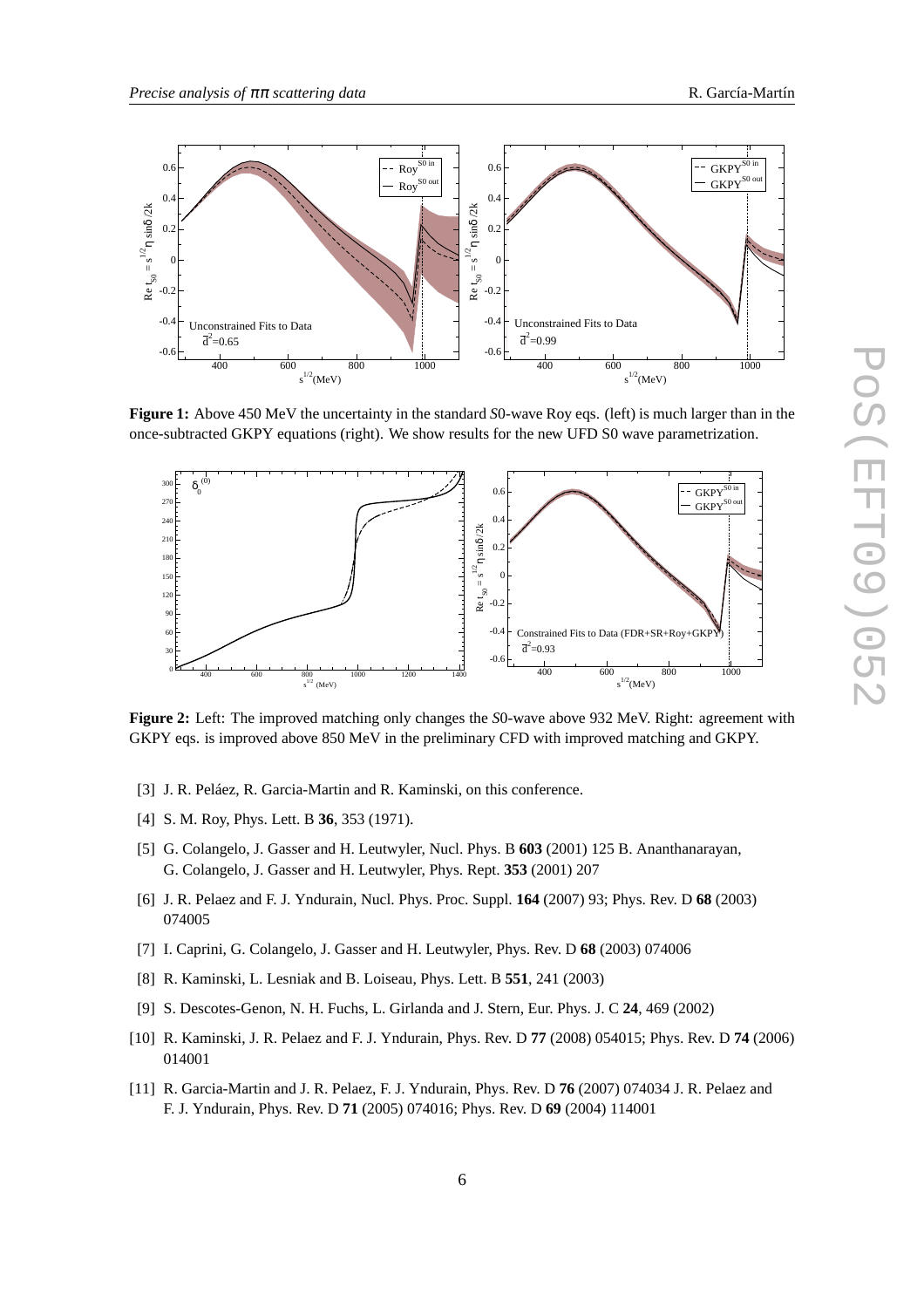Re $t_{S0} = s^{1/2}\,\eta\,\sin\delta/2k$

$s^{1/2}$(MeV)

Roy$^{S0\ in}$

Roy$^{S0\ out}$

Unconstrained Fits to Data

$\bar{d}^2$=0.65

GKPY$^{S0\ in}$

GKPY$^{S0\ out}$

Unconstrained Fits to Data

$\bar{d}^2$=0.99

**Figure 1:** Above 450 MeV the uncertainty in the standard *S*0-wave Roy eqs. (left) is much larger than in the once-subtracted GKPY equations (right). We show results for the new UFD S0 wave parametrization.

$\delta_0^{(0)}$

$s^{1/2}$ (MeV)

Re $t_{S0} = s^{1/2}\,\eta\,\sin\delta/2k$

GKPY$^{S0\ in}$

GKPY$^{S0\ out}$

Constrained Fits to Data (FDR+SR+Roy+GKPY)

$\bar{d}^2$=0.93

**Figure 2:** Left: The improved matching only changes the *S*0-wave above 932 MeV. Right: agreement with GKPY eqs. is improved above 850 MeV in the preliminary CFD with improved matching and GKPY.

[3] J. R. Peláez, R. Garcia-Martin and R. Kaminski, on this conference.

[4] S. M. Roy, Phys. Lett. B **36**, 353 (1971).

[5] G. Colangelo, J. Gasser and H. Leutwyler, Nucl. Phys. B **603** (2001) 125 B. Ananthanarayan, G. Colangelo, J. Gasser and H. Leutwyler, Phys. Rept. **353** (2001) 207

[6] J. R. Pelaez and F. J. Yndurain, Nucl. Phys. Proc. Suppl. **164** (2007) 93; Phys. Rev. D **68** (2003) 074005

[7] I. Caprini, G. Colangelo, J. Gasser and H. Leutwyler, Phys. Rev. D **68** (2003) 074006

[8] R. Kaminski, L. Lesniak and B. Loiseau, Phys. Lett. B **551**, 241 (2003)

[9] S. Descotes-Genon, N. H. Fuchs, L. Girlanda and J. Stern, Eur. Phys. J. C **24**, 469 (2002)

[10] R. Kaminski, J. R. Pelaez and F. J. Yndurain, Phys. Rev. D **77** (2008) 054015; Phys. Rev. D **74** (2006) 014001

[11] R. Garcia-Martin and J. R. Pelaez, F. J. Yndurain, Phys. Rev. D **76** (2007) 074034 J. R. Pelaez and F. J. Yndurain, Phys. Rev. D **71** (2005) 074016; Phys. Rev. D **69** (2004) 114001